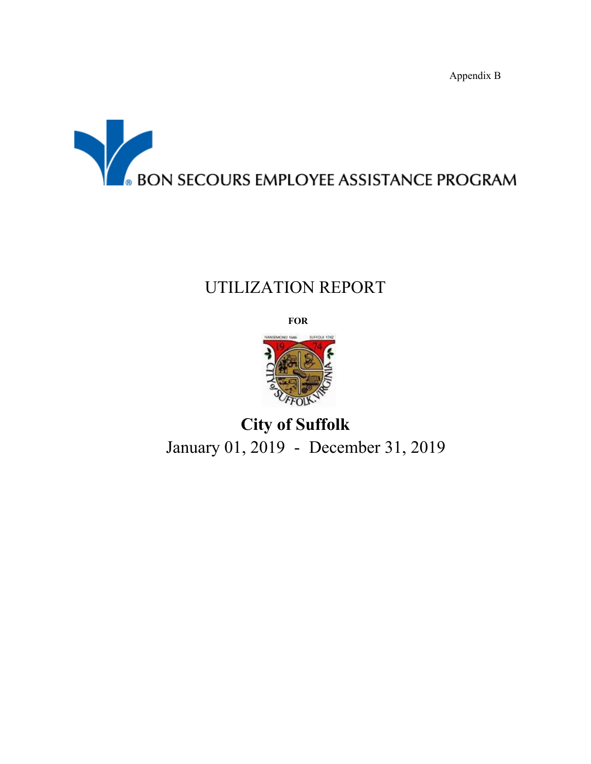Appendix B

BON SECOURS EMPLOYEE ASSISTANCE PROGRAM

# UTILIZATION REPORT

**FOR**

## City of Suffolk

January 01, 2019 - December 31, 2019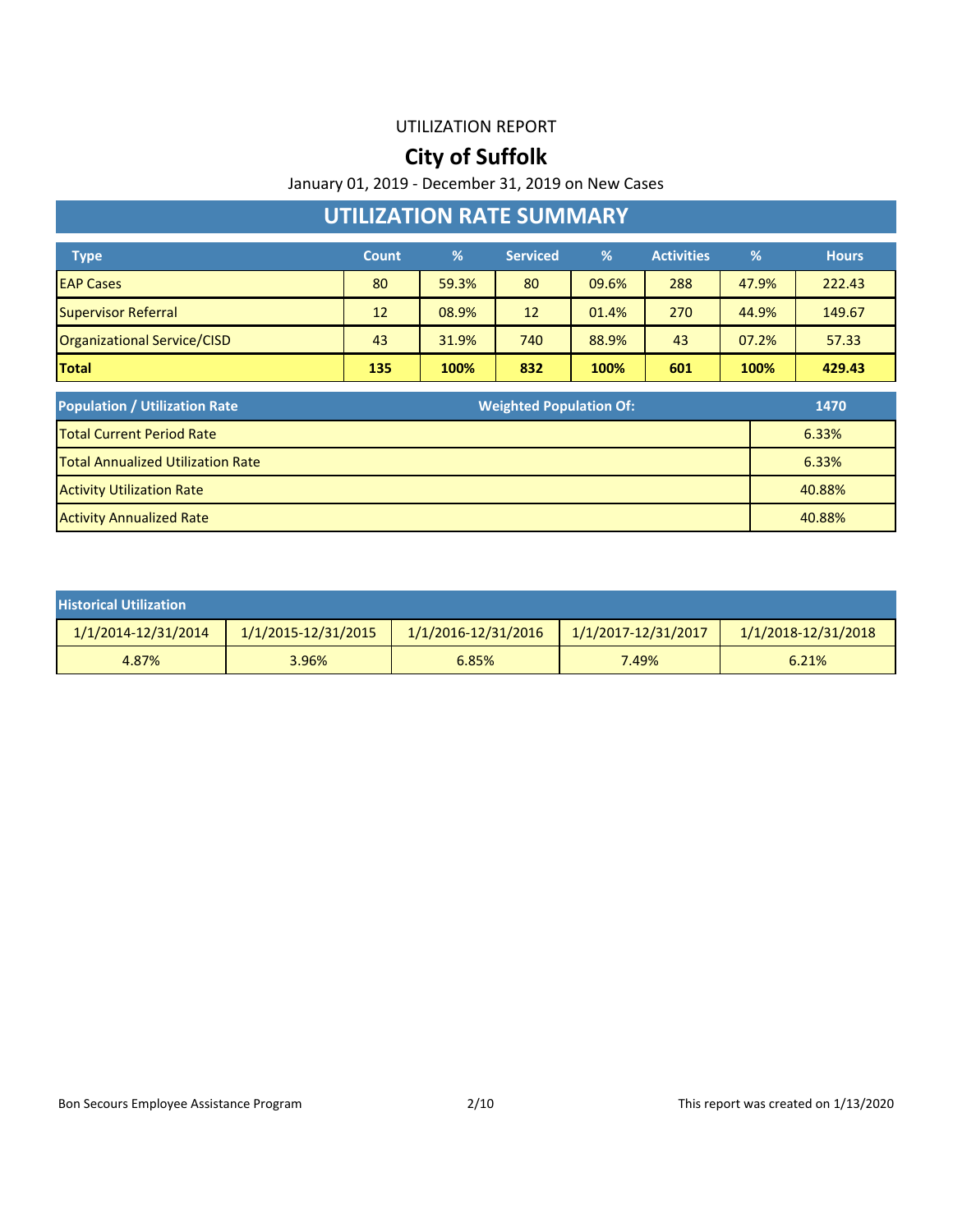UTILIZATION REPORT

# City of Suffolk

January 01, 2019 - December 31, 2019 on New Cases

## UTILIZATION RATE SUMMARY

| Type | Count | % | Serviced | % | Activities | % | Hours |
|---|---|---|---|---|---|---|---|
| EAP Cases | 80 | 59.3% | 80 | 09.6% | 288 | 47.9% | 222.43 |
| Supervisor Referral | 12 | 08.9% | 12 | 01.4% | 270 | 44.9% | 149.67 |
| Organizational Service/CISD | 43 | 31.9% | 740 | 88.9% | 43 | 07.2% | 57.33 |
| **Total** | **135** | **100%** | **832** | **100%** | **601** | **100%** | **429.43** |

| Population / Utilization Rate | Weighted Population Of: | 1470 |
|---|---|---|
| Total Current Period Rate | | 6.33% |
| Total Annualized Utilization Rate | | 6.33% |
| Activity Utilization Rate | | 40.88% |
| Activity Annualized Rate | | 40.88% |

| Historical Utilization | | | | |
|---|---|---|---|---|
| 1/1/2014-12/31/2014 | 1/1/2015-12/31/2015 | 1/1/2016-12/31/2016 | 1/1/2017-12/31/2017 | 1/1/2018-12/31/2018 |
| 4.87% | 3.96% | 6.85% | 7.49% | 6.21% |

Bon Secours Employee Assistance Program

This report was created on 1/13/2020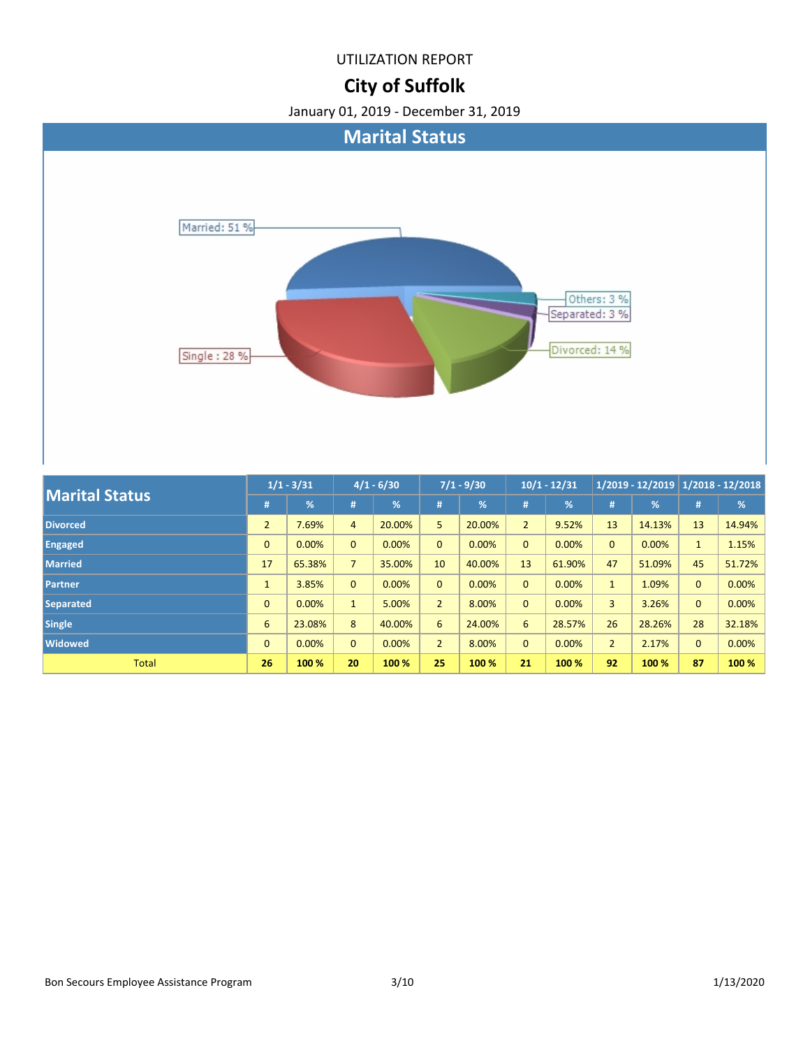UTILIZATION REPORT

# City of Suffolk

January 01, 2019 - December 31, 2019

## Marital Status

Married: 51 %

Others: 3 %

Separated: 3 %

Divorced: 14 %

Single : 28 %

| Marital Status | 1/1 - 3/31 | | 4/1 - 6/30 | | 7/1 - 9/30 | | 10/1 - 12/31 | | 1/2019 - 12/2019 | | 1/2018 - 12/2018 | |
|---|---|---|---|---|---|---|---|---|---|---|---|---|
| | # | % | # | % | # | % | # | % | # | % | # | % |
| Divorced | 2 | 7.69% | 4 | 20.00% | 5 | 20.00% | 2 | 9.52% | 13 | 14.13% | 13 | 14.94% |
| Engaged | 0 | 0.00% | 0 | 0.00% | 0 | 0.00% | 0 | 0.00% | 0 | 0.00% | 1 | 1.15% |
| Married | 17 | 65.38% | 7 | 35.00% | 10 | 40.00% | 13 | 61.90% | 47 | 51.09% | 45 | 51.72% |
| Partner | 1 | 3.85% | 0 | 0.00% | 0 | 0.00% | 0 | 0.00% | 1 | 1.09% | 0 | 0.00% |
| Separated | 0 | 0.00% | 1 | 5.00% | 2 | 8.00% | 0 | 0.00% | 3 | 3.26% | 0 | 0.00% |
| Single | 6 | 23.08% | 8 | 40.00% | 6 | 24.00% | 6 | 28.57% | 26 | 28.26% | 28 | 32.18% |
| Widowed | 0 | 0.00% | 0 | 0.00% | 2 | 8.00% | 0 | 0.00% | 2 | 2.17% | 0 | 0.00% |
| Total | 26 | 100 % | 20 | 100 % | 25 | 100 % | 21 | 100 % | 92 | 100 % | 87 | 100 % |

Bon Secours Employee Assistance Program 1/13/2020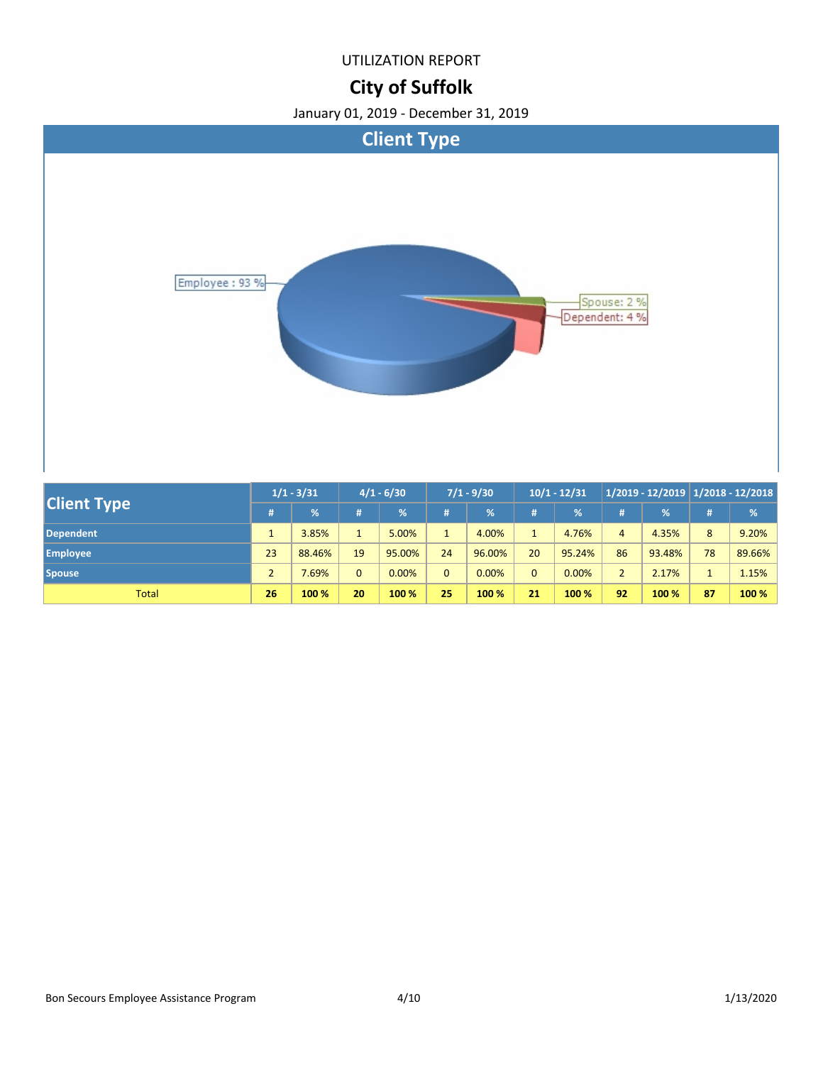UTILIZATION REPORT

# City of Suffolk

January 01, 2019 - December 31, 2019

## Client Type

Employee : 93 %

Spouse: 2 %

Dependent: 4 %

| Client Type | 1/1 - 3/31 | | 4/1 - 6/30 | | 7/1 - 9/30 | | 10/1 - 12/31 | | 1/2019 - 12/2019 | | 1/2018 - 12/2018 | |
|---|---|---|---|---|---|---|---|---|---|---|---|---|
| | # | % | # | % | # | % | # | % | # | % | # | % |
| **Dependent** | 1 | 3.85% | 1 | 5.00% | 1 | 4.00% | 1 | 4.76% | 4 | 4.35% | 8 | 9.20% |
| **Employee** | 23 | 88.46% | 19 | 95.00% | 24 | 96.00% | 20 | 95.24% | 86 | 93.48% | 78 | 89.66% |
| **Spouse** | 2 | 7.69% | 0 | 0.00% | 0 | 0.00% | 0 | 0.00% | 2 | 2.17% | 1 | 1.15% |
| Total | **26** | **100 %** | **20** | **100 %** | **25** | **100 %** | **21** | **100 %** | **92** | **100 %** | **87** | **100 %** |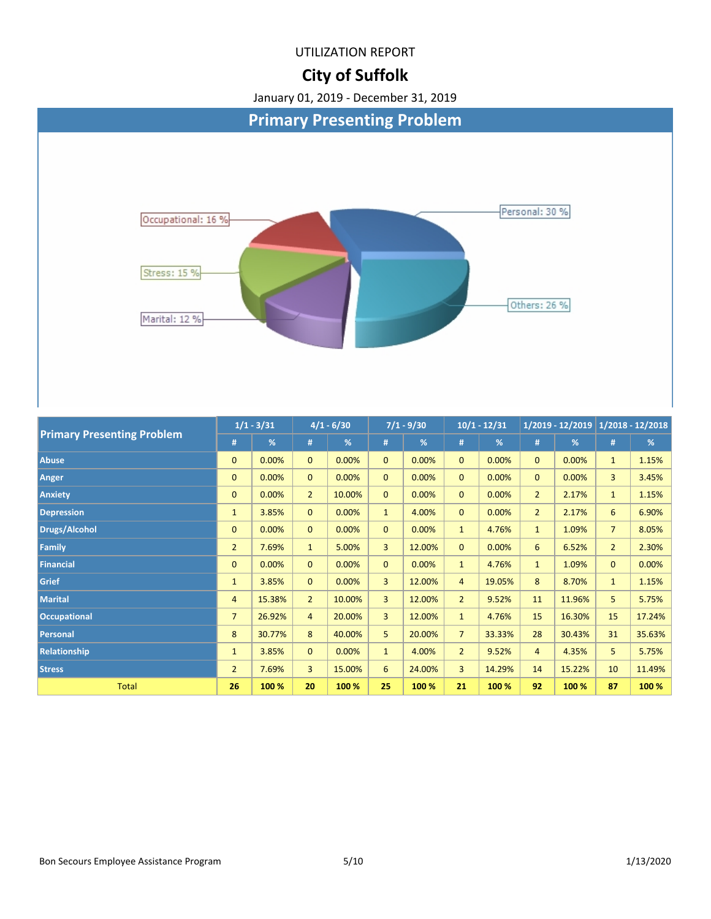UTILIZATION REPORT

# City of Suffolk

January 01, 2019 - December 31, 2019

## Primary Presenting Problem

Occupational: 16 %

Personal: 30 %

Stress: 15 %

Others: 26 %

Marital: 12 %

| Primary Presenting Problem | 1/1 - 3/31 | | 4/1 - 6/30 | | 7/1 - 9/30 | | 10/1 - 12/31 | | 1/2019 - 12/2019 | | 1/2018 - 12/2018 | |
|---|---|---|---|---|---|---|---|---|---|---|---|---|
| | # | % | # | % | # | % | # | % | # | % | # | % |
| Abuse | 0 | 0.00% | 0 | 0.00% | 0 | 0.00% | 0 | 0.00% | 0 | 0.00% | 1 | 1.15% |
| Anger | 0 | 0.00% | 0 | 0.00% | 0 | 0.00% | 0 | 0.00% | 0 | 0.00% | 3 | 3.45% |
| Anxiety | 0 | 0.00% | 2 | 10.00% | 0 | 0.00% | 0 | 0.00% | 2 | 2.17% | 1 | 1.15% |
| Depression | 1 | 3.85% | 0 | 0.00% | 1 | 4.00% | 0 | 0.00% | 2 | 2.17% | 6 | 6.90% |
| Drugs/Alcohol | 0 | 0.00% | 0 | 0.00% | 0 | 0.00% | 1 | 4.76% | 1 | 1.09% | 7 | 8.05% |
| Family | 2 | 7.69% | 1 | 5.00% | 3 | 12.00% | 0 | 0.00% | 6 | 6.52% | 2 | 2.30% |
| Financial | 0 | 0.00% | 0 | 0.00% | 0 | 0.00% | 1 | 4.76% | 1 | 1.09% | 0 | 0.00% |
| Grief | 1 | 3.85% | 0 | 0.00% | 3 | 12.00% | 4 | 19.05% | 8 | 8.70% | 1 | 1.15% |
| Marital | 4 | 15.38% | 2 | 10.00% | 3 | 12.00% | 2 | 9.52% | 11 | 11.96% | 5 | 5.75% |
| Occupational | 7 | 26.92% | 4 | 20.00% | 3 | 12.00% | 1 | 4.76% | 15 | 16.30% | 15 | 17.24% |
| Personal | 8 | 30.77% | 8 | 40.00% | 5 | 20.00% | 7 | 33.33% | 28 | 30.43% | 31 | 35.63% |
| Relationship | 1 | 3.85% | 0 | 0.00% | 1 | 4.00% | 2 | 9.52% | 4 | 4.35% | 5 | 5.75% |
| Stress | 2 | 7.69% | 3 | 15.00% | 6 | 24.00% | 3 | 14.29% | 14 | 15.22% | 10 | 11.49% |
| Total | 26 | 100 % | 20 | 100 % | 25 | 100 % | 21 | 100 % | 92 | 100 % | 87 | 100 % |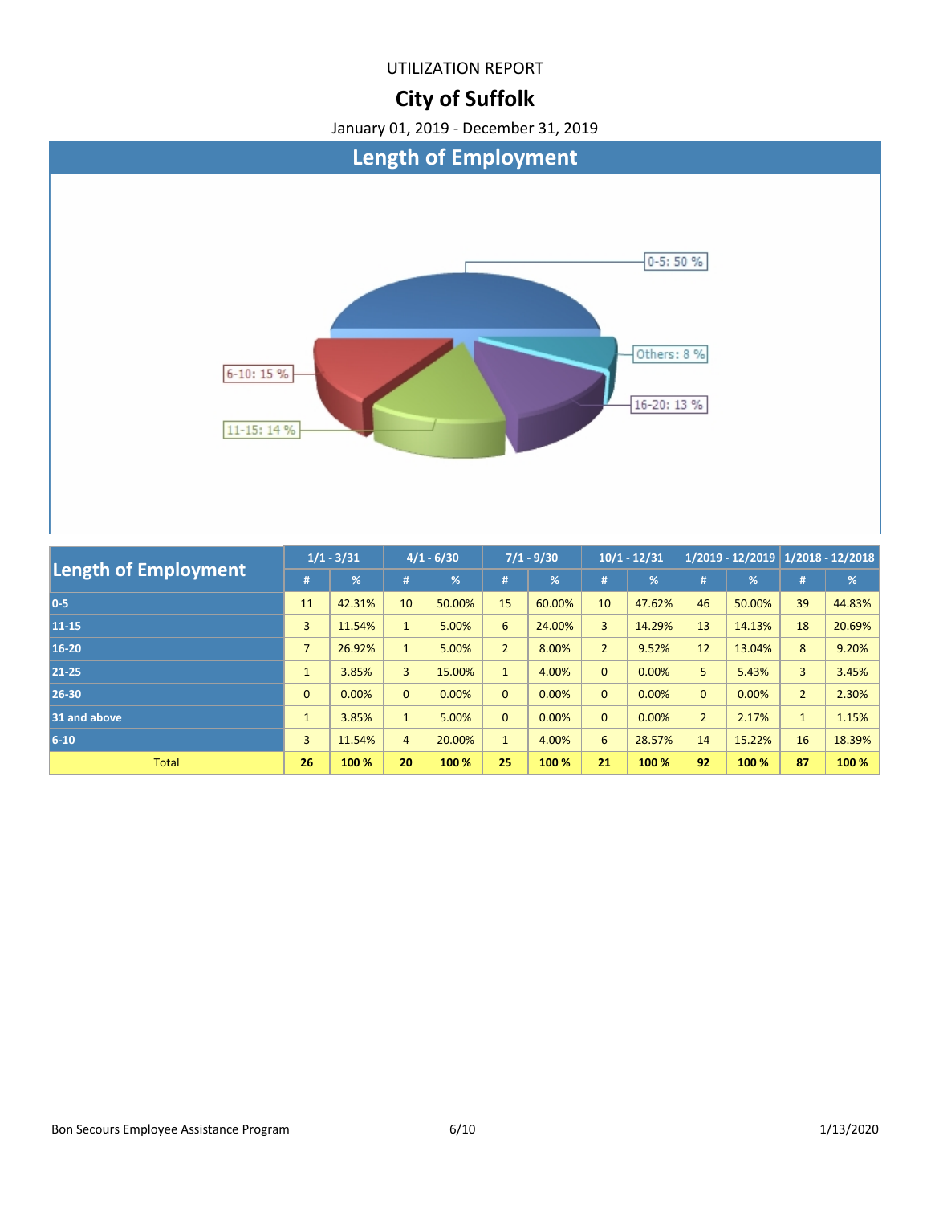UTILIZATION REPORT

# City of Suffolk

January 01, 2019 - December 31, 2019

## Length of Employment

0-5: 50 %

Others: 8 %

16-20: 13 %

11-15: 14 %

6-10: 15 %

| Length of Employment | 1/1 - 3/31 | | 4/1 - 6/30 | | 7/1 - 9/30 | | 10/1 - 12/31 | | 1/2019 - 12/2019 | | 1/2018 - 12/2018 | |
|---|---|---|---|---|---|---|---|---|---|---|---|---|
| | # | % | # | % | # | % | # | % | # | % | # | % |
| 0-5 | 11 | 42.31% | 10 | 50.00% | 15 | 60.00% | 10 | 47.62% | 46 | 50.00% | 39 | 44.83% |
| 11-15 | 3 | 11.54% | 1 | 5.00% | 6 | 24.00% | 3 | 14.29% | 13 | 14.13% | 18 | 20.69% |
| 16-20 | 7 | 26.92% | 1 | 5.00% | 2 | 8.00% | 2 | 9.52% | 12 | 13.04% | 8 | 9.20% |
| 21-25 | 1 | 3.85% | 3 | 15.00% | 1 | 4.00% | 0 | 0.00% | 5 | 5.43% | 3 | 3.45% |
| 26-30 | 0 | 0.00% | 0 | 0.00% | 0 | 0.00% | 0 | 0.00% | 0 | 0.00% | 2 | 2.30% |
| 31 and above | 1 | 3.85% | 1 | 5.00% | 0 | 0.00% | 0 | 0.00% | 2 | 2.17% | 1 | 1.15% |
| 6-10 | 3 | 11.54% | 4 | 20.00% | 1 | 4.00% | 6 | 28.57% | 14 | 15.22% | 16 | 18.39% |
| Total | **26** | **100 %** | **20** | **100 %** | **25** | **100 %** | **21** | **100 %** | **92** | **100 %** | **87** | **100 %** |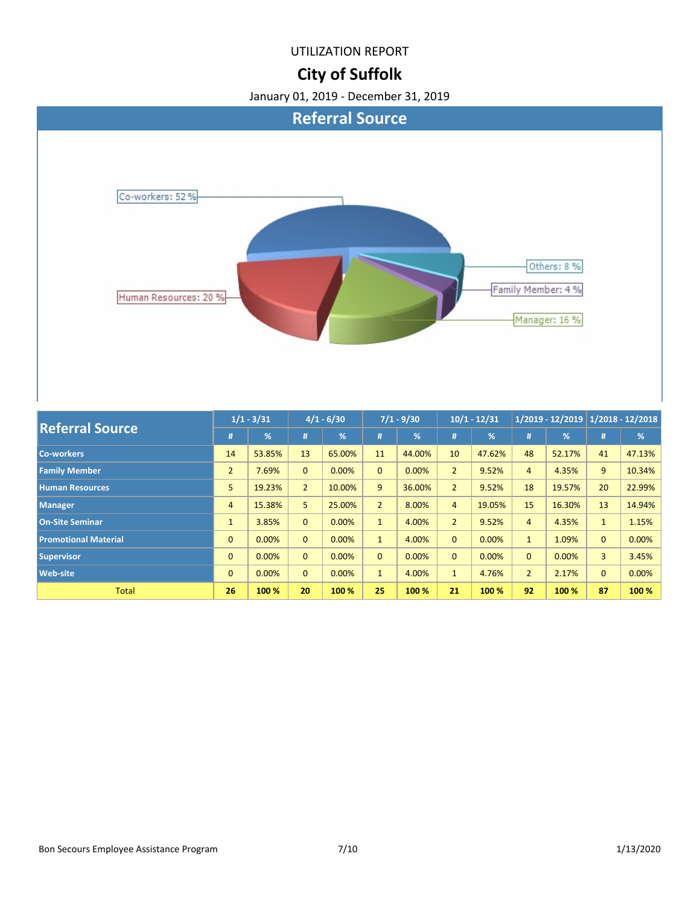UTILIZATION REPORT

# City of Suffolk

January 01, 2019 - December 31, 2019

## Referral Source

Co-workers: 52 %

Human Resources: 20 %

Others: 8 %

Family Member: 4 %

Manager: 16 %

| Referral Source | 1/1 - 3/31 | | 4/1 - 6/30 | | 7/1 - 9/30 | | 10/1 - 12/31 | | 1/2019 - 12/2019 | | 1/2018 - 12/2018 | |
|---|---|---|---|---|---|---|---|---|---|---|---|---|
| | # | % | # | % | # | % | # | % | # | % | # | % |
| Co-workers | 14 | 53.85% | 13 | 65.00% | 11 | 44.00% | 10 | 47.62% | 48 | 52.17% | 41 | 47.13% |
| Family Member | 2 | 7.69% | 0 | 0.00% | 0 | 0.00% | 2 | 9.52% | 4 | 4.35% | 9 | 10.34% |
| Human Resources | 5 | 19.23% | 2 | 10.00% | 9 | 36.00% | 2 | 9.52% | 18 | 19.57% | 20 | 22.99% |
| Manager | 4 | 15.38% | 5 | 25.00% | 2 | 8.00% | 4 | 19.05% | 15 | 16.30% | 13 | 14.94% |
| On-Site Seminar | 1 | 3.85% | 0 | 0.00% | 1 | 4.00% | 2 | 9.52% | 4 | 4.35% | 1 | 1.15% |
| Promotional Material | 0 | 0.00% | 0 | 0.00% | 1 | 4.00% | 0 | 0.00% | 1 | 1.09% | 0 | 0.00% |
| Supervisor | 0 | 0.00% | 0 | 0.00% | 0 | 0.00% | 0 | 0.00% | 0 | 0.00% | 3 | 3.45% |
| Web-site | 0 | 0.00% | 0 | 0.00% | 1 | 4.00% | 1 | 4.76% | 2 | 2.17% | 0 | 0.00% |
| Total | 26 | 100 % | 20 | 100 % | 25 | 100 % | 21 | 100 % | 92 | 100 % | 87 | 100 % |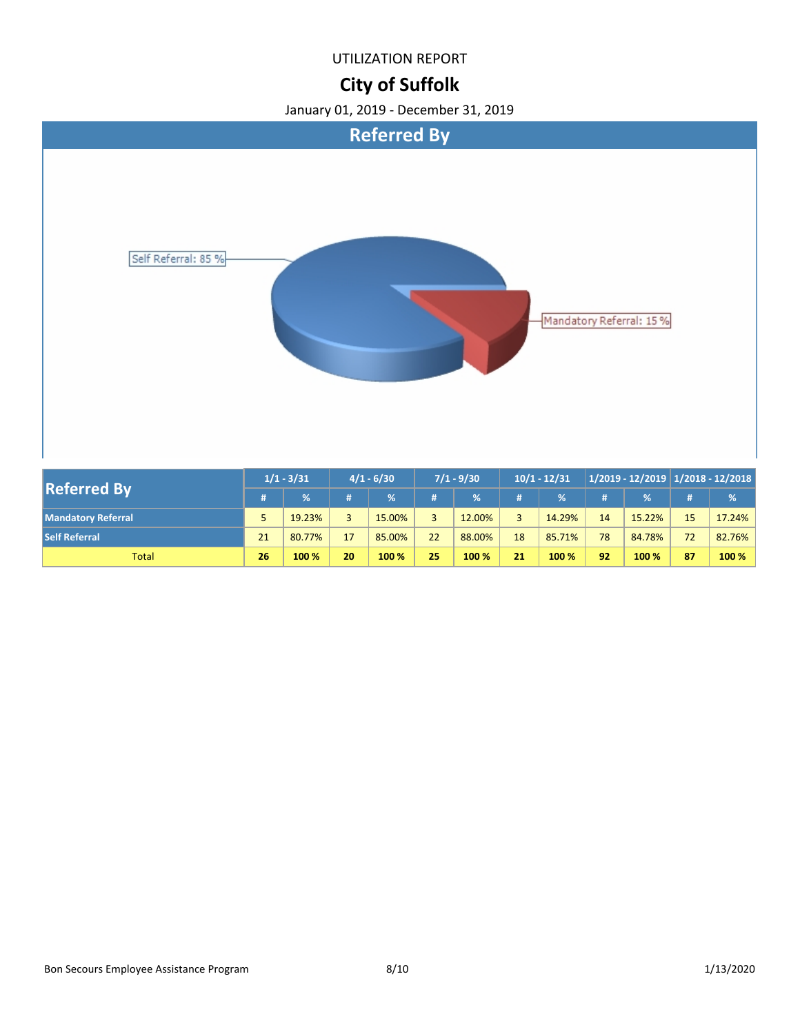UTILIZATION REPORT

# City of Suffolk

January 01, 2019 - December 31, 2019

## Referred By

Self Referral: 85 %

Mandatory Referral: 15 %

| Referred By | 1/1 - 3/31 | | 4/1 - 6/30 | | 7/1 - 9/30 | | 10/1 - 12/31 | | 1/2019 - 12/2019 | | 1/2018 - 12/2018 | |
|---|---|---|---|---|---|---|---|---|---|---|---|---|
| | # | % | # | % | # | % | # | % | # | % | # | % |
| **Mandatory Referral** | 5 | 19.23% | 3 | 15.00% | 3 | 12.00% | 3 | 14.29% | 14 | 15.22% | 15 | 17.24% |
| **Self Referral** | 21 | 80.77% | 17 | 85.00% | 22 | 88.00% | 18 | 85.71% | 78 | 84.78% | 72 | 82.76% |
| Total | **26** | **100 %** | **20** | **100 %** | **25** | **100 %** | **21** | **100 %** | **92** | **100 %** | **87** | **100 %** |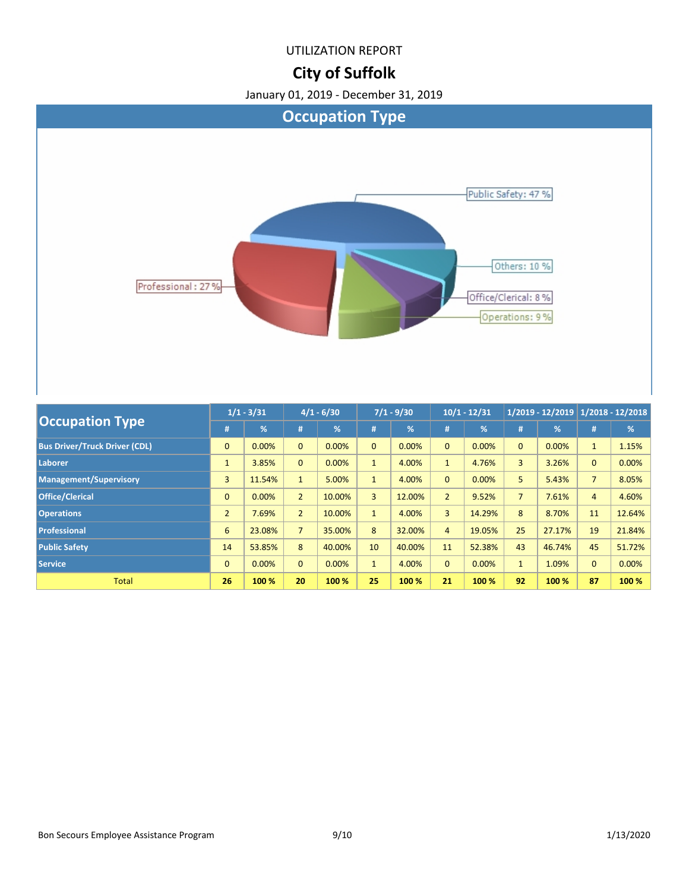UTILIZATION REPORT

# City of Suffolk

January 01, 2019 - December 31, 2019

## Occupation Type

Public Safety: 47 %

Others: 10 %

Professional : 27 %

Office/Clerical: 8 %

Operations: 9 %

| Occupation Type | 1/1 - 3/31 | | 4/1 - 6/30 | | 7/1 - 9/30 | | 10/1 - 12/31 | | 1/2019 - 12/2019 | | 1/2018 - 12/2018 | |
|---|---|---|---|---|---|---|---|---|---|---|---|---|
| | # | % | # | % | # | % | # | % | # | % | # | % |
| **Bus Driver/Truck Driver (CDL)** | 0 | 0.00% | 0 | 0.00% | 0 | 0.00% | 0 | 0.00% | 0 | 0.00% | 1 | 1.15% |
| **Laborer** | 1 | 3.85% | 0 | 0.00% | 1 | 4.00% | 1 | 4.76% | 3 | 3.26% | 0 | 0.00% |
| **Management/Supervisory** | 3 | 11.54% | 1 | 5.00% | 1 | 4.00% | 0 | 0.00% | 5 | 5.43% | 7 | 8.05% |
| **Office/Clerical** | 0 | 0.00% | 2 | 10.00% | 3 | 12.00% | 2 | 9.52% | 7 | 7.61% | 4 | 4.60% |
| **Operations** | 2 | 7.69% | 2 | 10.00% | 1 | 4.00% | 3 | 14.29% | 8 | 8.70% | 11 | 12.64% |
| **Professional** | 6 | 23.08% | 7 | 35.00% | 8 | 32.00% | 4 | 19.05% | 25 | 27.17% | 19 | 21.84% |
| **Public Safety** | 14 | 53.85% | 8 | 40.00% | 10 | 40.00% | 11 | 52.38% | 43 | 46.74% | 45 | 51.72% |
| **Service** | 0 | 0.00% | 0 | 0.00% | 1 | 4.00% | 0 | 0.00% | 1 | 1.09% | 0 | 0.00% |
| Total | **26** | **100 %** | **20** | **100 %** | **25** | **100 %** | **21** | **100 %** | **92** | **100 %** | **87** | **100 %** |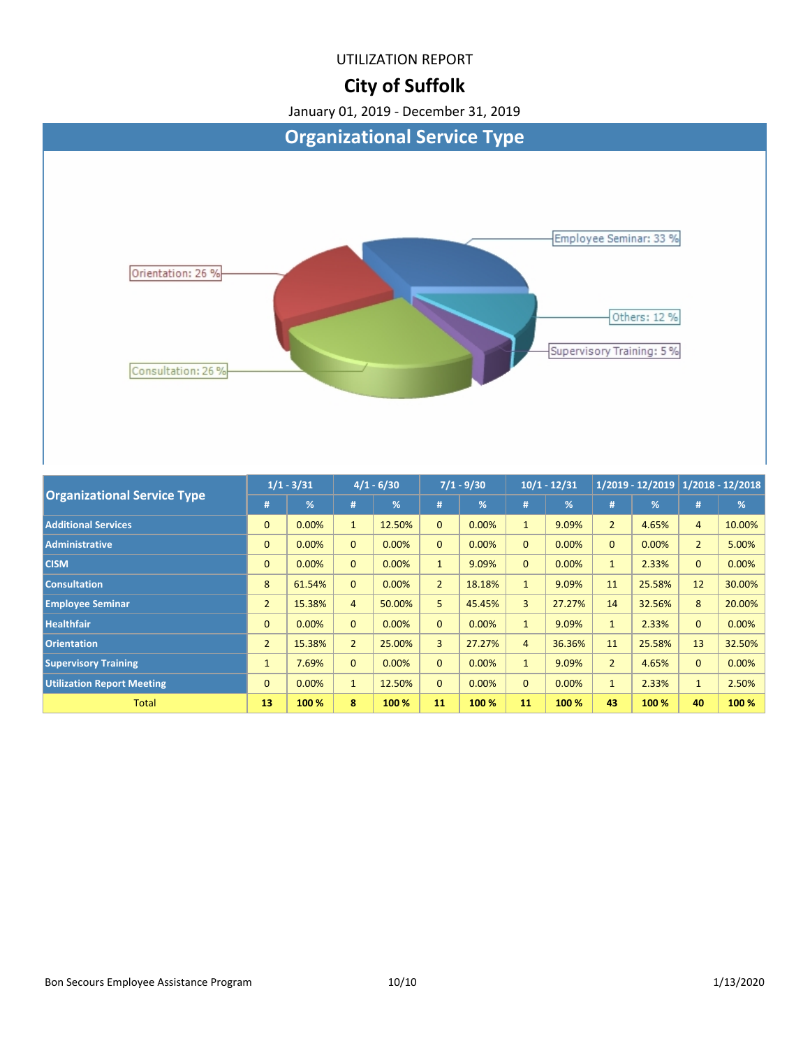UTILIZATION REPORT

# City of Suffolk

January 01, 2019 - December 31, 2019

## Organizational Service Type

Employee Seminar: 33 %

Orientation: 26 %

Others: 12 %

Supervisory Training: 5 %

Consultation: 26 %

| Organizational Service Type | 1/1 - 3/31 | | 4/1 - 6/30 | | 7/1 - 9/30 | | 10/1 - 12/31 | | 1/2019 - 12/2019 | | 1/2018 - 12/2018 | |
|---|---|---|---|---|---|---|---|---|---|---|---|---|
| | # | % | # | % | # | % | # | % | # | % | # | % |
| Additional Services | 0 | 0.00% | 1 | 12.50% | 0 | 0.00% | 1 | 9.09% | 2 | 4.65% | 4 | 10.00% |
| Administrative | 0 | 0.00% | 0 | 0.00% | 0 | 0.00% | 0 | 0.00% | 0 | 0.00% | 2 | 5.00% |
| CISM | 0 | 0.00% | 0 | 0.00% | 1 | 9.09% | 0 | 0.00% | 1 | 2.33% | 0 | 0.00% |
| Consultation | 8 | 61.54% | 0 | 0.00% | 2 | 18.18% | 1 | 9.09% | 11 | 25.58% | 12 | 30.00% |
| Employee Seminar | 2 | 15.38% | 4 | 50.00% | 5 | 45.45% | 3 | 27.27% | 14 | 32.56% | 8 | 20.00% |
| Healthfair | 0 | 0.00% | 0 | 0.00% | 0 | 0.00% | 1 | 9.09% | 1 | 2.33% | 0 | 0.00% |
| Orientation | 2 | 15.38% | 2 | 25.00% | 3 | 27.27% | 4 | 36.36% | 11 | 25.58% | 13 | 32.50% |
| Supervisory Training | 1 | 7.69% | 0 | 0.00% | 0 | 0.00% | 1 | 9.09% | 2 | 4.65% | 0 | 0.00% |
| Utilization Report Meeting | 0 | 0.00% | 1 | 12.50% | 0 | 0.00% | 0 | 0.00% | 1 | 2.33% | 1 | 2.50% |
| Total | 13 | 100 % | 8 | 100 % | 11 | 100 % | 11 | 100 % | 43 | 100 % | 40 | 100 % |

Bon Secours Employee Assistance Program 1/13/2020